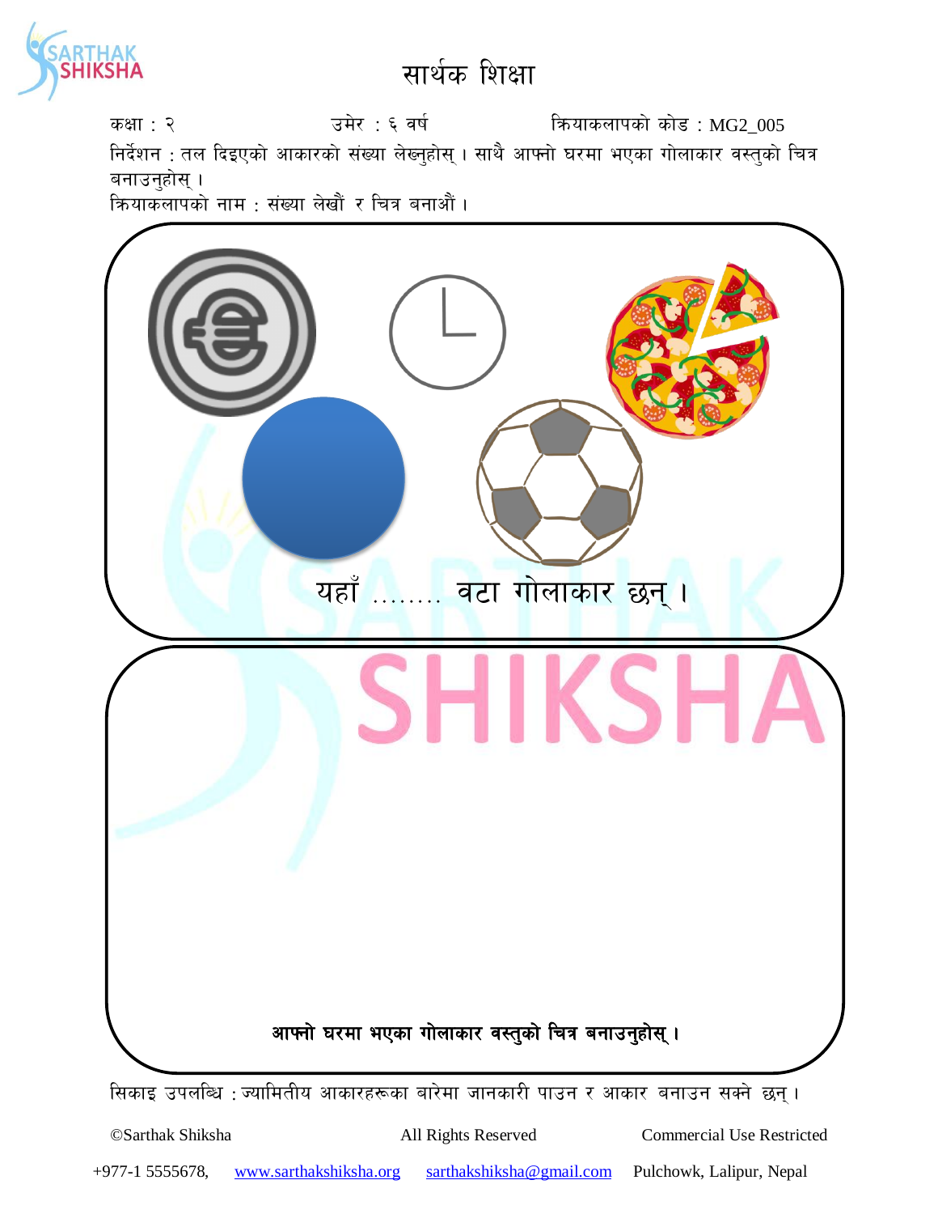# सार्थक शिक्षा

कक्षा : २ उमेर : ६ वर्ष क्रियाकलापको कोड : MG2_005

निर्देशन : तल दिइएको आकारको संख्या लेख्नुहोस् । साथै आफ्नो घरमा भएका गोलाकार वस्तुको चित्र बनाउनुहोस् ।

क्रियाकलापको नाम : संख्या लेखौं र चित्र बनाऔं ।

यहाँ ........ वटा गोलाकार छन् ।

**आफ्नो घरमा भएका गोलाकार वस्तुको चित्र बनाउनुहोस् ।**

सिकाइ उपलब्धि : ज्यामितीय आकारहरूका बारेमा जानकारी पाउन र आकार बनाउन सक्ने छन् ।

©Sarthak Shiksha All Rights Reserved Commercial Use Restricted

+977-1 5555678, www.sarthakshiksha.org sarthakshiksha@gmail.com Pulchowk, Lalipur, Nepal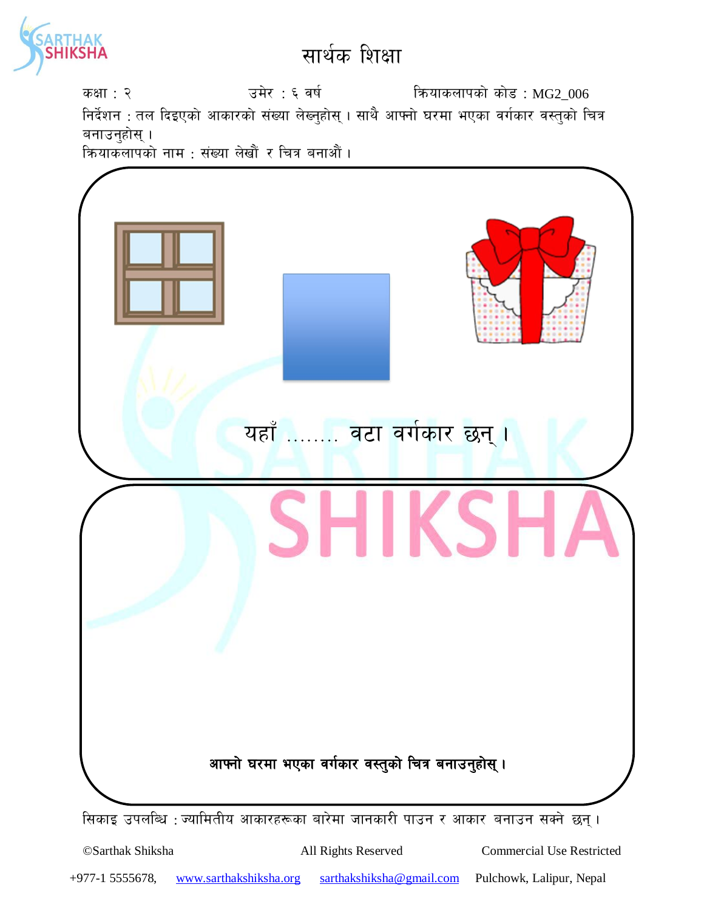# सार्थक शिक्षा

कक्षा : २ उमेर : ६ वर्ष क्रियाकलापको कोड : MG2_006

निर्देशन : तल दिइएको आकारको संख्या लेख्नुहोस् । साथै आफ्नो घरमा भएका वर्गाकार वस्तुको चित्र बनाउनुहोस् ।

क्रियाकलापको नाम : संख्या लेखौं र चित्र बनाऔं ।

यहाँ ........ वटा वर्गाकार छन् ।

**आफ्नो घरमा भएका वर्गाकार वस्तुको चित्र बनाउनुहोस् ।**

सिकाइ उपलब्धि : ज्यामितीय आकारहरूका बारेमा जानकारी पाउन र आकार बनाउन सक्ने छन् ।

©Sarthak Shiksha All Rights Reserved Commercial Use Restricted

+977-1 5555678, www.sarthakshiksha.org sarthakshiksha@gmail.com Pulchowk, Lalipur, Nepal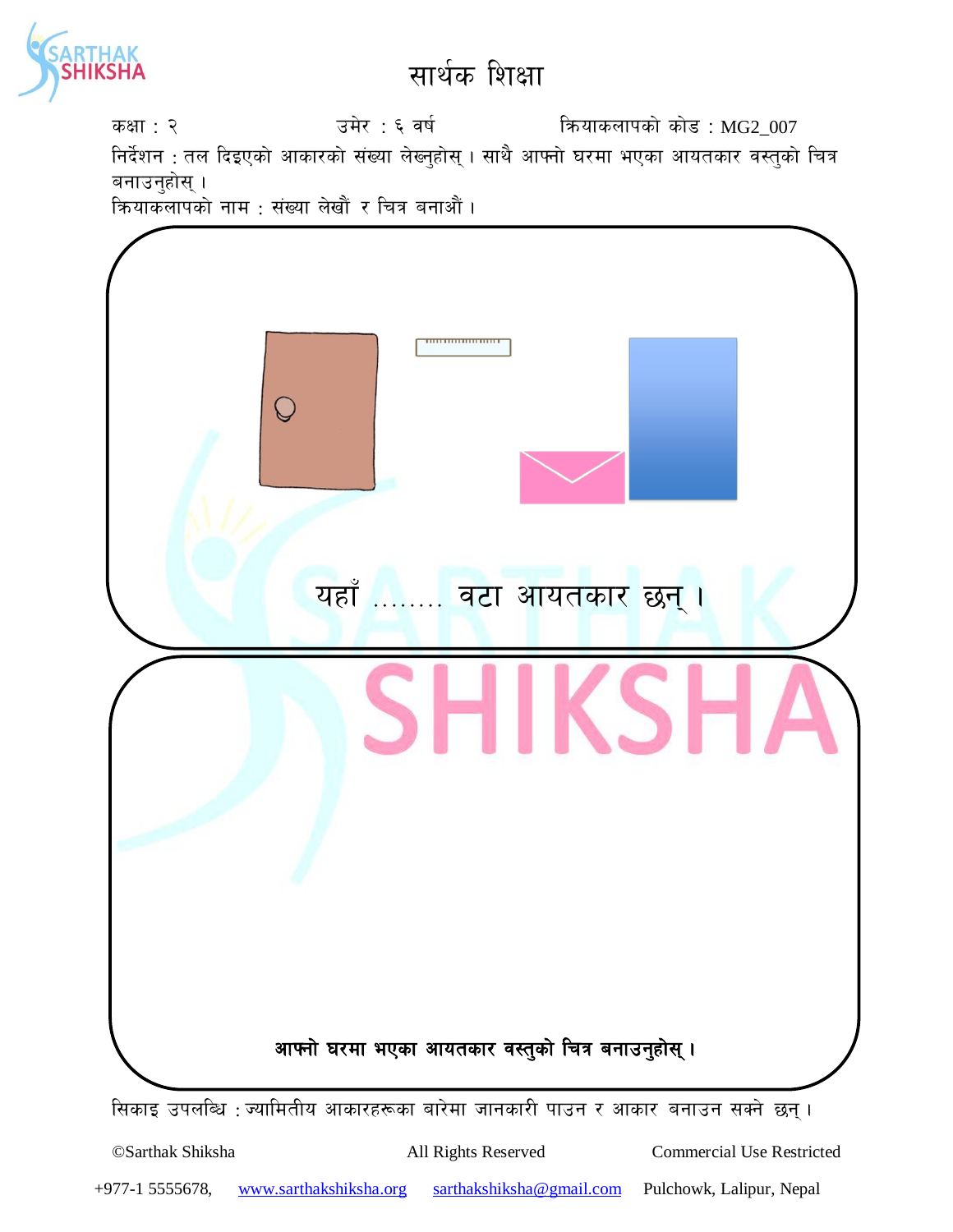# सार्थक शिक्षा

कक्षा : २ उमेर : ६ वर्ष क्रियाकलापको कोड : MG2_007

निर्देशन : तल दिइएको आकारको संख्या लेख्नुहोस् । साथै आफ्नो घरमा भएका आयतकार वस्तुको चित्र बनाउनुहोस् ।

क्रियाकलापको नाम : संख्या लेखौं र चित्र बनाऔं ।

यहाँ ........ वटा आयतकार छन् ।

**आफ्नो घरमा भएका आयतकार वस्तुको चित्र बनाउनुहोस् ।**

सिकाइ उपलब्धि : ज्यामितीय आकारहरूका बारेमा जानकारी पाउन र आकार बनाउन सक्ने छन् ।

©Sarthak Shiksha All Rights Reserved Commercial Use Restricted

+977-1 5555678, www.sarthakshiksha.org sarthakshiksha@gmail.com Pulchowk, Lalipur, Nepal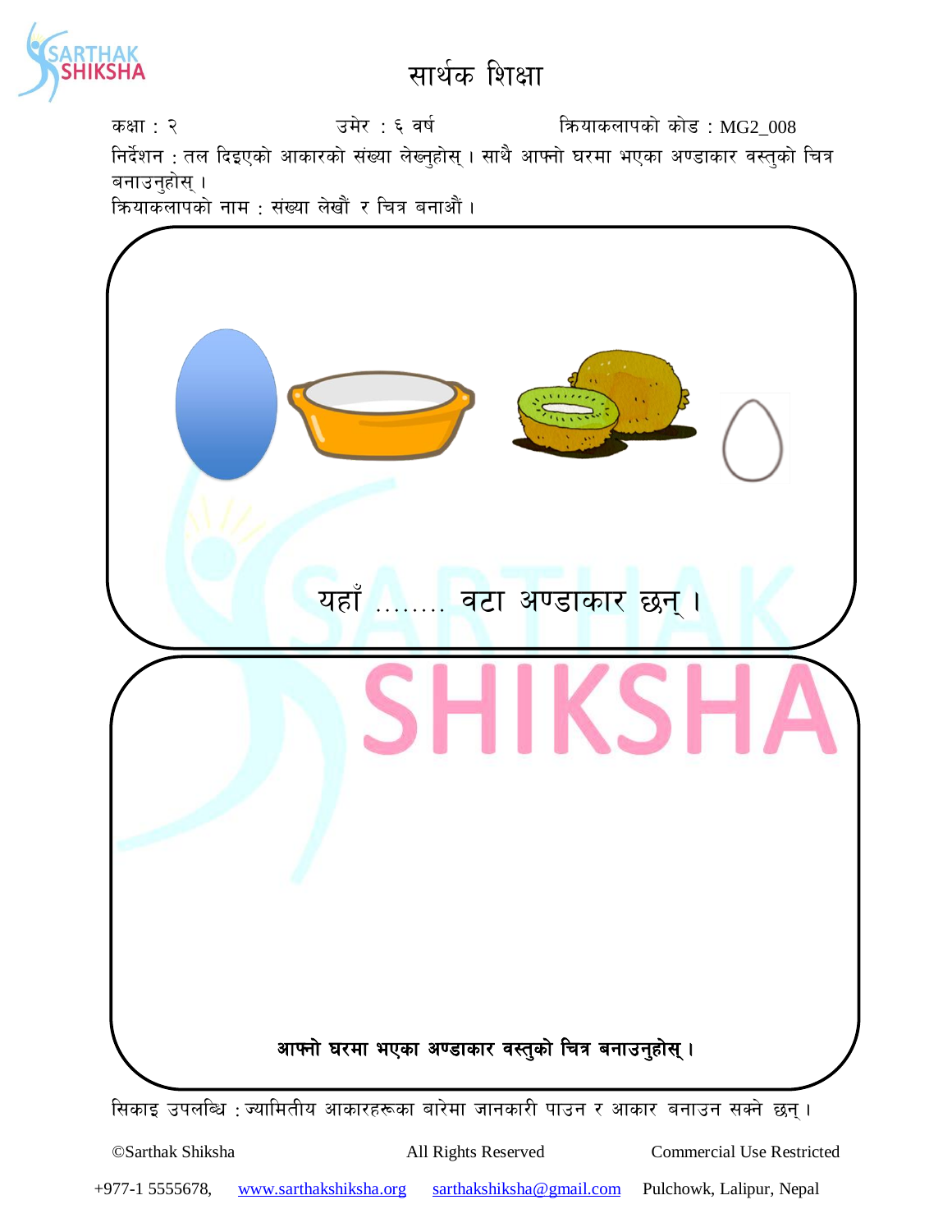# सार्थक शिक्षा

कक्षा : २ उमेर : ६ वर्ष क्रियाकलापको कोड : MG2_008

निर्देशन : तल दिइएको आकारको संख्या लेख्नुहोस् । साथै आफ्नो घरमा भएका अण्डाकार वस्तुको चित्र बनाउनुहोस् ।

क्रियाकलापको नाम : संख्या लेखौं र चित्र बनाऔं ।

यहाँ ........ वटा अण्डाकार छन् ।

**आफ्नो घरमा भएका अण्डाकार वस्तुको चित्र बनाउनुहोस् ।**

सिकाइ उपलब्धि : ज्यामितीय आकारहरूका बारेमा जानकारी पाउन र आकार बनाउन सक्ने छन् ।

©Sarthak Shiksha All Rights Reserved Commercial Use Restricted

+977-1 5555678, www.sarthakshiksha.org sarthakshiksha@gmail.com Pulchowk, Lalipur, Nepal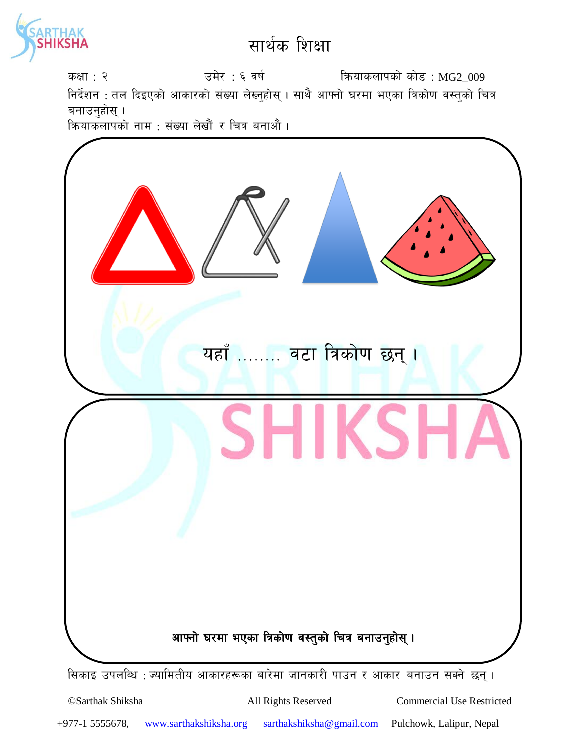# सार्थक शिक्षा

कक्षा : २ उमेर : ६ वर्ष क्रियाकलापको कोड : MG2_009

निर्देशन : तल दिइएको आकारको संख्या लेख्नुहोस् । साथै आफ्नो घरमा भएका त्रिकोण वस्तुको चित्र बनाउनुहोस् ।

क्रियाकलापको नाम : संख्या लेखौं र चित्र बनाऔं ।

यहाँ …….. वटा त्रिकोण छन् ।

**आफ्नो घरमा भएका त्रिकोण वस्तुको चित्र बनाउनुहोस् ।**

सिकाइ उपलब्धि : ज्यामितीय आकारहरूका बारेमा जानकारी पाउन र आकार बनाउन सक्ने छन् ।

©Sarthak Shiksha All Rights Reserved Commercial Use Restricted

+977-1 5555678, www.sarthakshiksha.org sarthakshiksha@gmail.com Pulchowk, Lalipur, Nepal